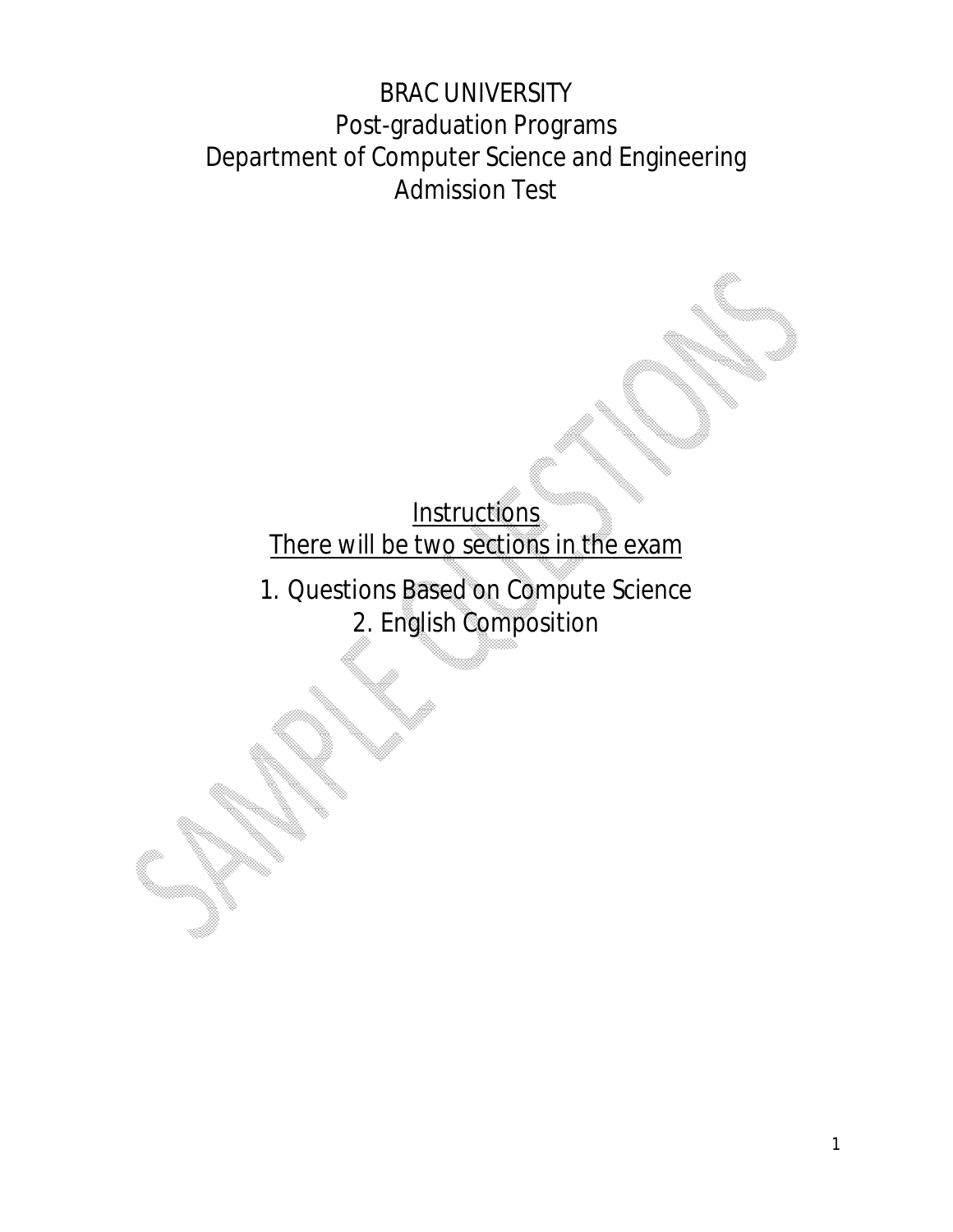# BRAC UNIVERSITY

## Post-graduation Programs

## Department of Computer Science and Engineering

## Admission Test

Instructions

There will be two sections in the exam

1. Questions Based on Compute Science
2. English Composition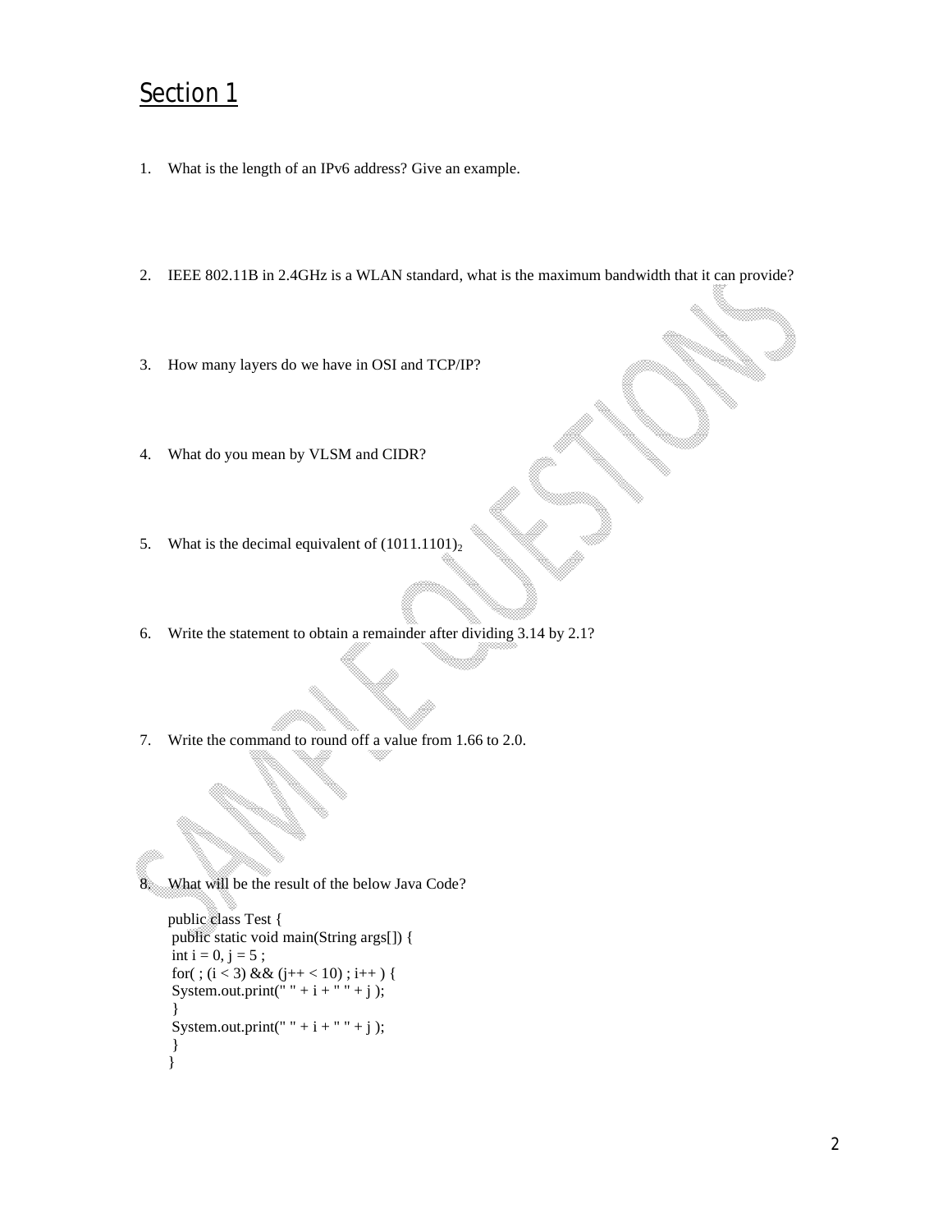## Section 1

1. What is the length of an IPv6 address? Give an example.

2. IEEE 802.11B in 2.4GHz is a WLAN standard, what is the maximum bandwidth that it can provide?

3. How many layers do we have in OSI and TCP/IP?

4. What do you mean by VLSM and CIDR?

5. What is the decimal equivalent of $(1011.1101)_2$

6. Write the statement to obtain a remainder after dividing 3.14 by 2.1?

7. Write the command to round off a value from 1.66 to 2.0.

8. What will be the result of the below Java Code?

```
public class Test {
 public static void main(String args[]) {
 int i = 0, j = 5 ;
 for( ; (i < 3) && (j++ < 10) ; i++ ) {
 System.out.print(" " + i + " " + j );
 }
 System.out.print(" " + i + " " + j );
 }
}
```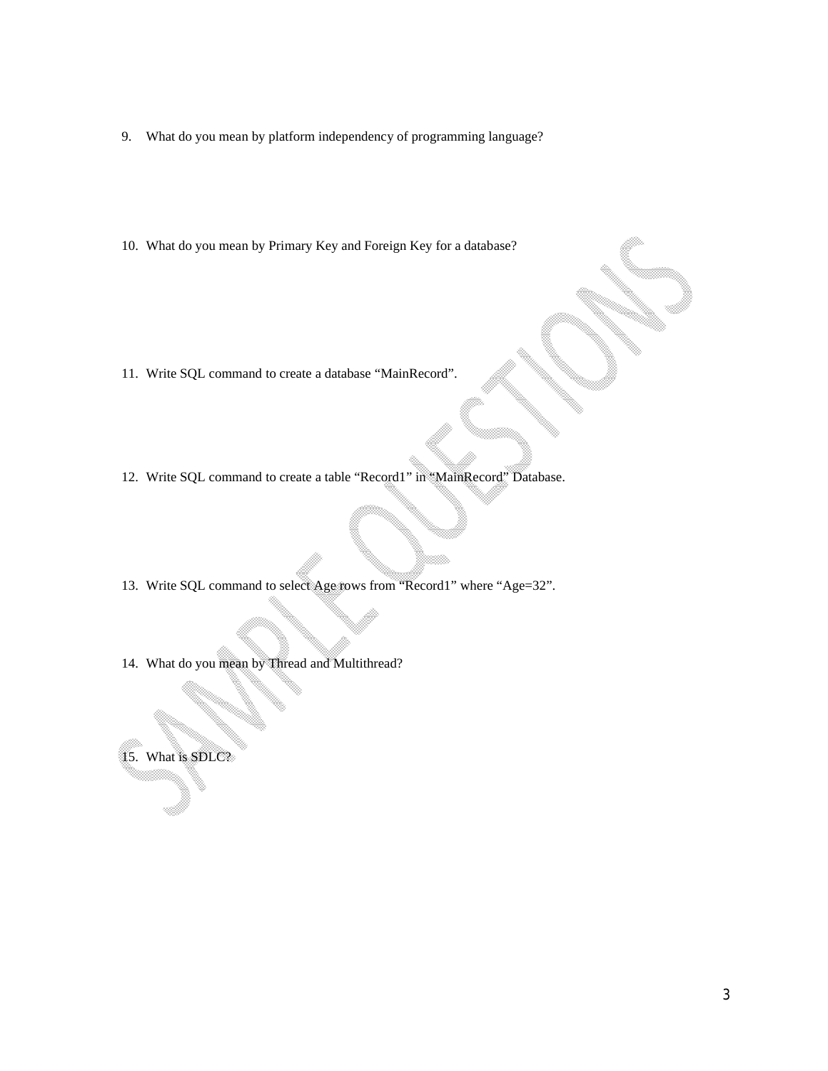9. What do you mean by platform independency of programming language?

10. What do you mean by Primary Key and Foreign Key for a database?

11. Write SQL command to create a database "MainRecord".

12. Write SQL command to create a table "Record1" in "MainRecord" Database.

13. Write SQL command to select Age rows from "Record1" where "Age=32".

14. What do you mean by Thread and Multithread?

15. What is SDLC?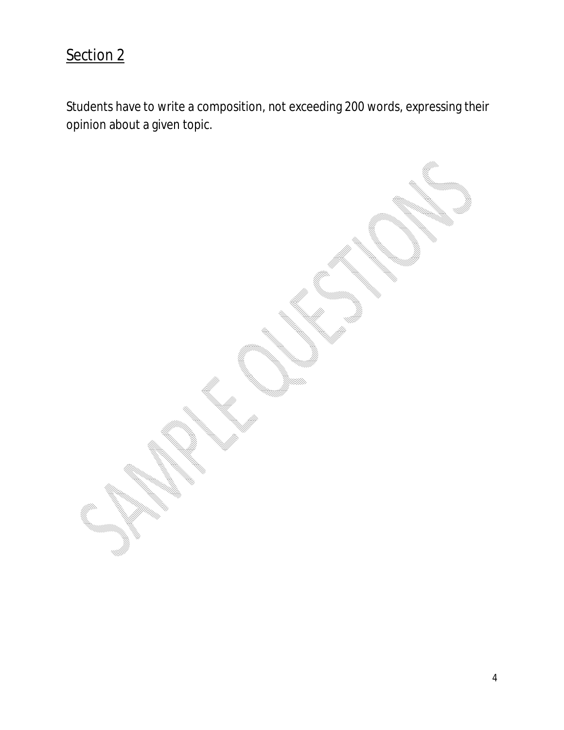## Section 2

Students have to write a composition, not exceeding 200 words, expressing their opinion about a given topic.